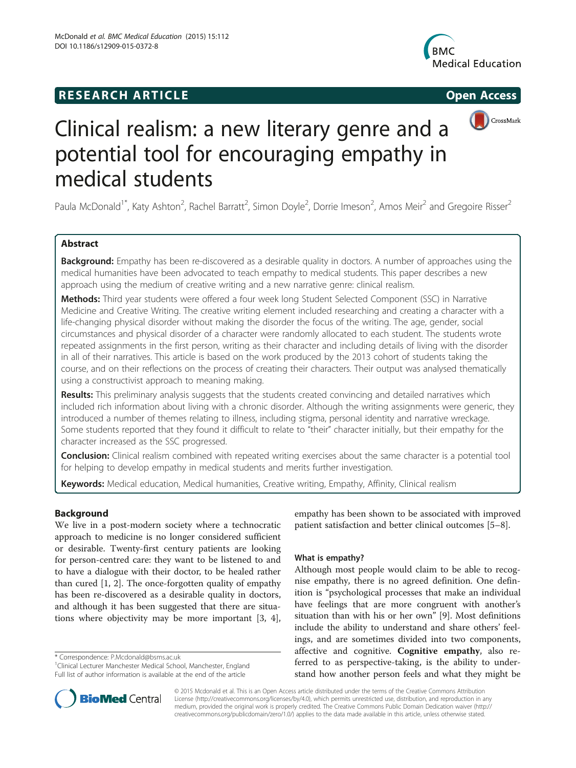# Clinical realism: a new literary genre and a potential tool for encouraging empathy in medical students

Paula McDonald[1*], Katy Ashton[2], Rachel Barratt[2], Simon Doyle[2], Dorrie Imeson[2], Amos Meir[2] and Gregoire Risser[2]

## Abstract

**Background:** Empathy has been re-discovered as a desirable quality in doctors. A number of approaches using the medical humanities have been advocated to teach empathy to medical students. This paper describes a new approach using the medium of creative writing and a new narrative genre: clinical realism.

**Methods:** Third year students were offered a four week long Student Selected Component (SSC) in Narrative Medicine and Creative Writing. The creative writing element included researching and creating a character with a life-changing physical disorder without making the disorder the focus of the writing. The age, gender, social circumstances and physical disorder of a character were randomly allocated to each student. The students wrote repeated assignments in the first person, writing as their character and including details of living with the disorder in all of their narratives. This article is based on the work produced by the 2013 cohort of students taking the course, and on their reflections on the process of creating their characters. Their output was analysed thematically using a constructivist approach to meaning making.

**Results:** This preliminary analysis suggests that the students created convincing and detailed narratives which included rich information about living with a chronic disorder. Although the writing assignments were generic, they introduced a number of themes relating to illness, including stigma, personal identity and narrative wreckage. Some students reported that they found it difficult to relate to "their" character initially, but their empathy for the character increased as the SSC progressed.

**Conclusion:** Clinical realism combined with repeated writing exercises about the same character is a potential tool for helping to develop empathy in medical students and merits further investigation.

**Keywords:** Medical education, Medical humanities, Creative writing, Empathy, Affinity, Clinical realism

## Background

We live in a post-modern society where a technocratic approach to medicine is no longer considered sufficient or desirable. Twenty-first century patients are looking for person-centred care: they want to be listened to and to have a dialogue with their doctor, to be healed rather than cured [1, 2]. The once-forgotten quality of empathy has been re-discovered as a desirable quality in doctors, and although it has been suggested that there are situations where objectivity may be more important [3, 4], empathy has been shown to be associated with improved patient satisfaction and better clinical outcomes [5–8].

### What is empathy?

Although most people would claim to be able to recognise empathy, there is no agreed definition. One definition is "psychological processes that make an individual have feelings that are more congruent with another's situation than with his or her own" [9]. Most definitions include the ability to understand and share others' feelings, and are sometimes divided into two components, affective and cognitive. **Cognitive empathy**, also referred to as perspective-taking, is the ability to understand how another person feels and what they might be

\* Correspondence: P.Mcdonald@bsms.ac.uk
[1]Clinical Lecturer Manchester Medical School, Manchester, England
Full list of author information is available at the end of the article

© 2015 Mcdonald et al. This is an Open Access article distributed under the terms of the Creative Commons Attribution License (http://creativecommons.org/licenses/by/4.0), which permits unrestricted use, distribution, and reproduction in any medium, provided the original work is properly credited. The Creative Commons Public Domain Dedication waiver (http://creativecommons.org/publicdomain/zero/1.0/) applies to the data made available in this article, unless otherwise stated.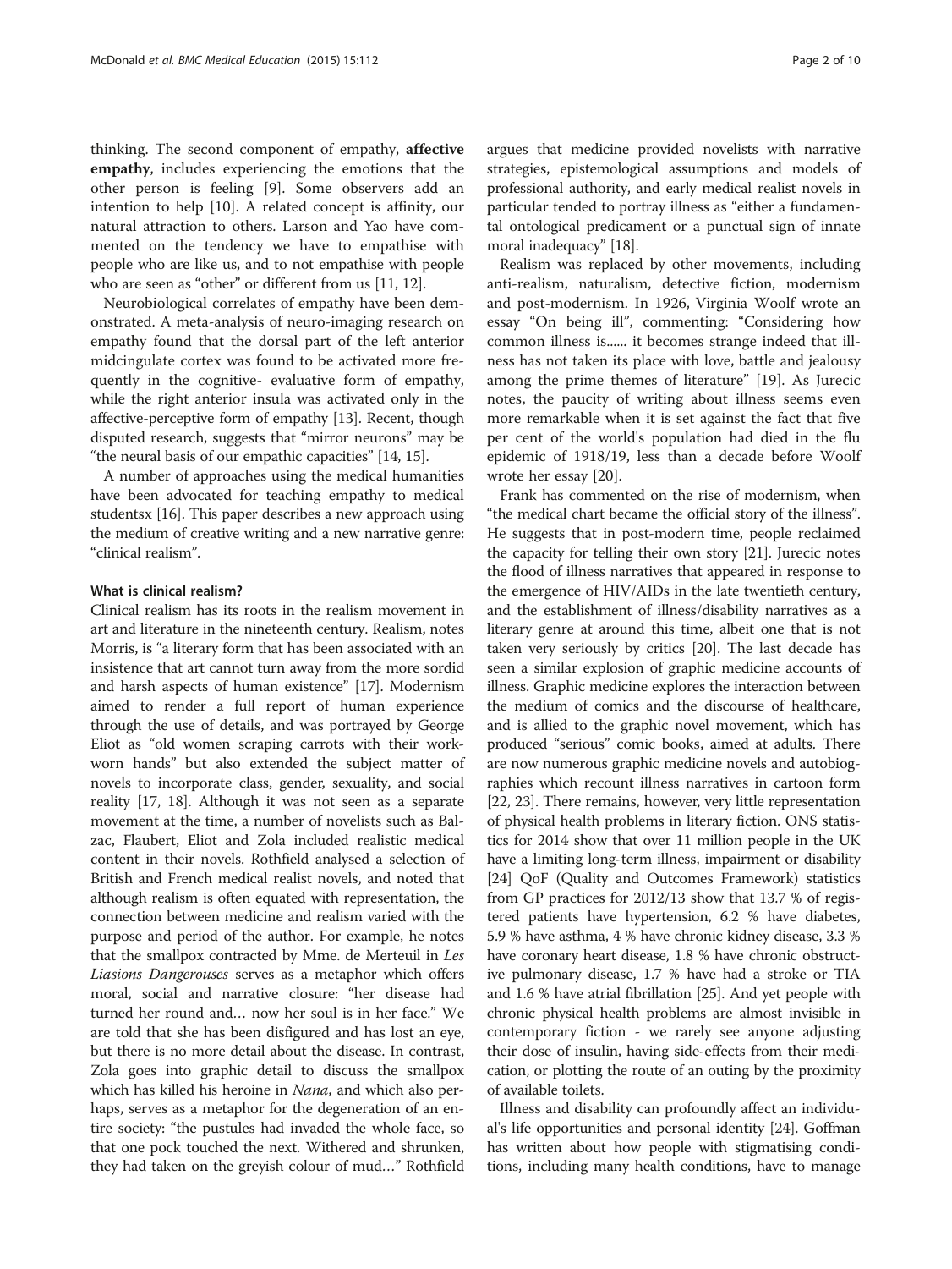thinking. The second component of empathy, **affective empathy**, includes experiencing the emotions that the other person is feeling [9]. Some observers add an intention to help [10]. A related concept is affinity, our natural attraction to others. Larson and Yao have commented on the tendency we have to empathise with people who are like us, and to not empathise with people who are seen as "other" or different from us [11, 12].

Neurobiological correlates of empathy have been demonstrated. A meta-analysis of neuro-imaging research on empathy found that the dorsal part of the left anterior midcingulate cortex was found to be activated more frequently in the cognitive- evaluative form of empathy, while the right anterior insula was activated only in the affective-perceptive form of empathy [13]. Recent, though disputed research, suggests that "mirror neurons" may be "the neural basis of our empathic capacities" [14, 15].

A number of approaches using the medical humanities have been advocated for teaching empathy to medical studentsx [16]. This paper describes a new approach using the medium of creative writing and a new narrative genre: "clinical realism".

#### What is clinical realism?

Clinical realism has its roots in the realism movement in art and literature in the nineteenth century. Realism, notes Morris, is "a literary form that has been associated with an insistence that art cannot turn away from the more sordid and harsh aspects of human existence" [17]. Modernism aimed to render a full report of human experience through the use of details, and was portrayed by George Eliot as "old women scraping carrots with their work-worn hands" but also extended the subject matter of novels to incorporate class, gender, sexuality, and social reality [17, 18]. Although it was not seen as a separate movement at the time, a number of novelists such as Balzac, Flaubert, Eliot and Zola included realistic medical content in their novels. Rothfield analysed a selection of British and French medical realist novels, and noted that although realism is often equated with representation, the connection between medicine and realism varied with the purpose and period of the author. For example, he notes that the smallpox contracted by Mme. de Merteuil in *Les Liasions Dangerouses* serves as a metaphor which offers moral, social and narrative closure: "her disease had turned her round and… now her soul is in her face." We are told that she has been disfigured and has lost an eye, but there is no more detail about the disease. In contrast, Zola goes into graphic detail to discuss the smallpox which has killed his heroine in *Nana,* and which also perhaps, serves as a metaphor for the degeneration of an entire society: "the pustules had invaded the whole face, so that one pock touched the next. Withered and shrunken, they had taken on the greyish colour of mud…" Rothfield argues that medicine provided novelists with narrative strategies, epistemological assumptions and models of professional authority, and early medical realist novels in particular tended to portray illness as "either a fundamental ontological predicament or a punctual sign of innate moral inadequacy" [18].

Realism was replaced by other movements, including anti-realism, naturalism, detective fiction, modernism and post-modernism. In 1926, Virginia Woolf wrote an essay "On being ill", commenting: "Considering how common illness is...... it becomes strange indeed that illness has not taken its place with love, battle and jealousy among the prime themes of literature" [19]. As Jurecic notes, the paucity of writing about illness seems even more remarkable when it is set against the fact that five per cent of the world's population had died in the flu epidemic of 1918/19, less than a decade before Woolf wrote her essay [20].

Frank has commented on the rise of modernism, when "the medical chart became the official story of the illness". He suggests that in post-modern time, people reclaimed the capacity for telling their own story [21]. Jurecic notes the flood of illness narratives that appeared in response to the emergence of HIV/AIDs in the late twentieth century, and the establishment of illness/disability narratives as a literary genre at around this time, albeit one that is not taken very seriously by critics [20]. The last decade has seen a similar explosion of graphic medicine accounts of illness. Graphic medicine explores the interaction between the medium of comics and the discourse of healthcare, and is allied to the graphic novel movement, which has produced "serious" comic books, aimed at adults. There are now numerous graphic medicine novels and autobiographies which recount illness narratives in cartoon form [22, 23]. There remains, however, very little representation of physical health problems in literary fiction. ONS statistics for 2014 show that over 11 million people in the UK have a limiting long-term illness, impairment or disability [24] QoF (Quality and Outcomes Framework) statistics from GP practices for 2012/13 show that 13.7 % of registered patients have hypertension, 6.2 % have diabetes, 5.9 % have asthma, 4 % have chronic kidney disease, 3.3 % have coronary heart disease, 1.8 % have chronic obstructive pulmonary disease, 1.7 % have had a stroke or TIA and 1.6 % have atrial fibrillation [25]. And yet people with chronic physical health problems are almost invisible in contemporary fiction - we rarely see anyone adjusting their dose of insulin, having side-effects from their medication, or plotting the route of an outing by the proximity of available toilets.

Illness and disability can profoundly affect an individual's life opportunities and personal identity [24]. Goffman has written about how people with stigmatising conditions, including many health conditions, have to manage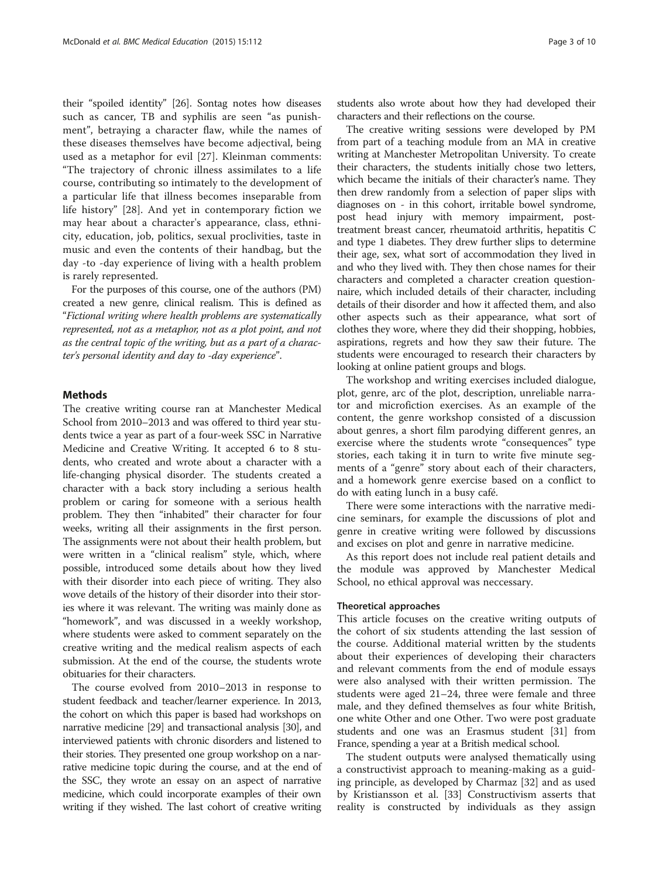their "spoiled identity" [26]. Sontag notes how diseases such as cancer, TB and syphilis are seen "as punishment", betraying a character flaw, while the names of these diseases themselves have become adjectival, being used as a metaphor for evil [27]. Kleinman comments: "The trajectory of chronic illness assimilates to a life course, contributing so intimately to the development of a particular life that illness becomes inseparable from life history" [28]. And yet in contemporary fiction we may hear about a character's appearance, class, ethnicity, education, job, politics, sexual proclivities, taste in music and even the contents of their handbag, but the day -to -day experience of living with a health problem is rarely represented.

For the purposes of this course, one of the authors (PM) created a new genre, clinical realism. This is defined as "*Fictional writing where health problems are systematically represented, not as a metaphor, not as a plot point, and not as the central topic of the writing, but as a part of a character's personal identity and day to -day experience*".

## Methods

The creative writing course ran at Manchester Medical School from 2010–2013 and was offered to third year students twice a year as part of a four-week SSC in Narrative Medicine and Creative Writing. It accepted 6 to 8 students, who created and wrote about a character with a life-changing physical disorder. The students created a character with a back story including a serious health problem or caring for someone with a serious health problem. They then "inhabited" their character for four weeks, writing all their assignments in the first person. The assignments were not about their health problem, but were written in a "clinical realism" style, which, where possible, introduced some details about how they lived with their disorder into each piece of writing. They also wove details of the history of their disorder into their stories where it was relevant. The writing was mainly done as "homework", and was discussed in a weekly workshop, where students were asked to comment separately on the creative writing and the medical realism aspects of each submission. At the end of the course, the students wrote obituaries for their characters.

The course evolved from 2010–2013 in response to student feedback and teacher/learner experience. In 2013, the cohort on which this paper is based had workshops on narrative medicine [29] and transactional analysis [30], and interviewed patients with chronic disorders and listened to their stories. They presented one group workshop on a narrative medicine topic during the course, and at the end of the SSC, they wrote an essay on an aspect of narrative medicine, which could incorporate examples of their own writing if they wished. The last cohort of creative writing students also wrote about how they had developed their characters and their reflections on the course.

The creative writing sessions were developed by PM from part of a teaching module from an MA in creative writing at Manchester Metropolitan University. To create their characters, the students initially chose two letters, which became the initials of their character's name. They then drew randomly from a selection of paper slips with diagnoses on - in this cohort, irritable bowel syndrome, post head injury with memory impairment, post-treatment breast cancer, rheumatoid arthritis, hepatitis C and type 1 diabetes. They drew further slips to determine their age, sex, what sort of accommodation they lived in and who they lived with. They then chose names for their characters and completed a character creation questionnaire, which included details of their character, including details of their disorder and how it affected them, and also other aspects such as their appearance, what sort of clothes they wore, where they did their shopping, hobbies, aspirations, regrets and how they saw their future. The students were encouraged to research their characters by looking at online patient groups and blogs.

The workshop and writing exercises included dialogue, plot, genre, arc of the plot, description, unreliable narrator and microfiction exercises. As an example of the content, the genre workshop consisted of a discussion about genres, a short film parodying different genres, an exercise where the students wrote "consequences" type stories, each taking it in turn to write five minute segments of a "genre" story about each of their characters, and a homework genre exercise based on a conflict to do with eating lunch in a busy café.

There were some interactions with the narrative medicine seminars, for example the discussions of plot and genre in creative writing were followed by discussions and excises on plot and genre in narrative medicine.

As this report does not include real patient details and the module was approved by Manchester Medical School, no ethical approval was neccessary.

### Theoretical approaches

This article focuses on the creative writing outputs of the cohort of six students attending the last session of the course. Additional material written by the students about their experiences of developing their characters and relevant comments from the end of module essays were also analysed with their written permission. The students were aged 21–24, three were female and three male, and they defined themselves as four white British, one white Other and one Other. Two were post graduate students and one was an Erasmus student [31] from France, spending a year at a British medical school.

The student outputs were analysed thematically using a constructivist approach to meaning-making as a guiding principle, as developed by Charmaz [32] and as used by Kristiansson et al. [33] Constructivism asserts that reality is constructed by individuals as they assign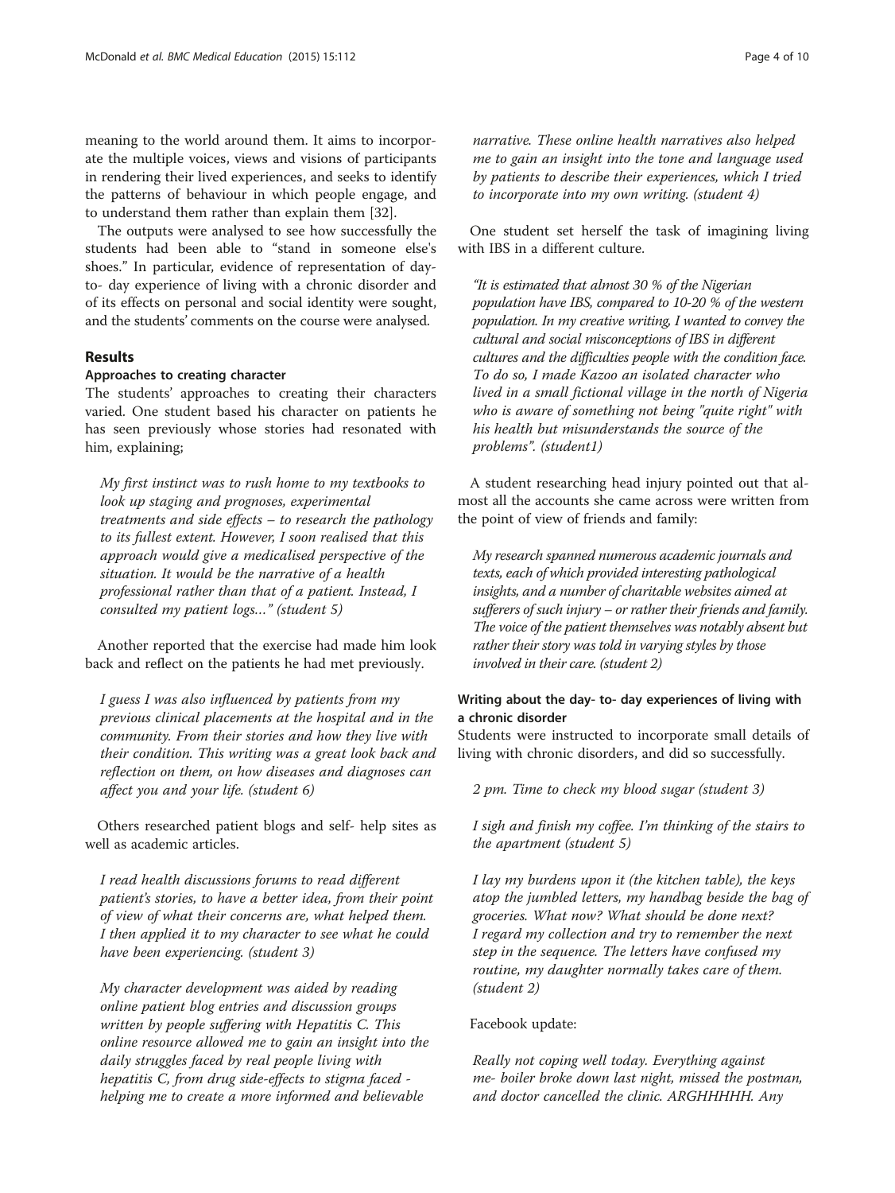meaning to the world around them. It aims to incorporate the multiple voices, views and visions of participants in rendering their lived experiences, and seeks to identify the patterns of behaviour in which people engage, and to understand them rather than explain them [32].

The outputs were analysed to see how successfully the students had been able to "stand in someone else's shoes." In particular, evidence of representation of day- to- day experience of living with a chronic disorder and of its effects on personal and social identity were sought, and the students' comments on the course were analysed.

## Results

### Approaches to creating character

The students' approaches to creating their characters varied. One student based his character on patients he has seen previously whose stories had resonated with him, explaining;

> *My first instinct was to rush home to my textbooks to look up staging and prognoses, experimental treatments and side effects – to research the pathology to its fullest extent. However, I soon realised that this approach would give a medicalised perspective of the situation. It would be the narrative of a health professional rather than that of a patient. Instead, I consulted my patient logs…" (student 5)*

Another reported that the exercise had made him look back and reflect on the patients he had met previously.

> *I guess I was also influenced by patients from my previous clinical placements at the hospital and in the community. From their stories and how they live with their condition. This writing was a great look back and reflection on them, on how diseases and diagnoses can affect you and your life. (student 6)*

Others researched patient blogs and self- help sites as well as academic articles.

> *I read health discussions forums to read different patient's stories, to have a better idea, from their point of view of what their concerns are, what helped them. I then applied it to my character to see what he could have been experiencing. (student 3)*

> *My character development was aided by reading online patient blog entries and discussion groups written by people suffering with Hepatitis C. This online resource allowed me to gain an insight into the daily struggles faced by real people living with hepatitis C, from drug side-effects to stigma faced - helping me to create a more informed and believable narrative. These online health narratives also helped me to gain an insight into the tone and language used by patients to describe their experiences, which I tried to incorporate into my own writing. (student 4)*

One student set herself the task of imagining living with IBS in a different culture.

> *"It is estimated that almost 30 % of the Nigerian population have IBS, compared to 10-20 % of the western population. In my creative writing, I wanted to convey the cultural and social misconceptions of IBS in different cultures and the difficulties people with the condition face. To do so, I made Kazoo an isolated character who lived in a small fictional village in the north of Nigeria who is aware of something not being "quite right" with his health but misunderstands the source of the problems". (student1)*

A student researching head injury pointed out that almost all the accounts she came across were written from the point of view of friends and family:

> *My research spanned numerous academic journals and texts, each of which provided interesting pathological insights, and a number of charitable websites aimed at sufferers of such injury – or rather their friends and family. The voice of the patient themselves was notably absent but rather their story was told in varying styles by those involved in their care. (student 2)*

### Writing about the day- to- day experiences of living with a chronic disorder

Students were instructed to incorporate small details of living with chronic disorders, and did so successfully.

> *2 pm. Time to check my blood sugar (student 3)*

> *I sigh and finish my coffee. I'm thinking of the stairs to the apartment (student 5)*

> *I lay my burdens upon it (the kitchen table), the keys atop the jumbled letters, my handbag beside the bag of groceries. What now? What should be done next? I regard my collection and try to remember the next step in the sequence. The letters have confused my routine, my daughter normally takes care of them. (student 2)*

Facebook update:

> *Really not coping well today. Everything against me- boiler broke down last night, missed the postman, and doctor cancelled the clinic. ARGHHHHH. Any*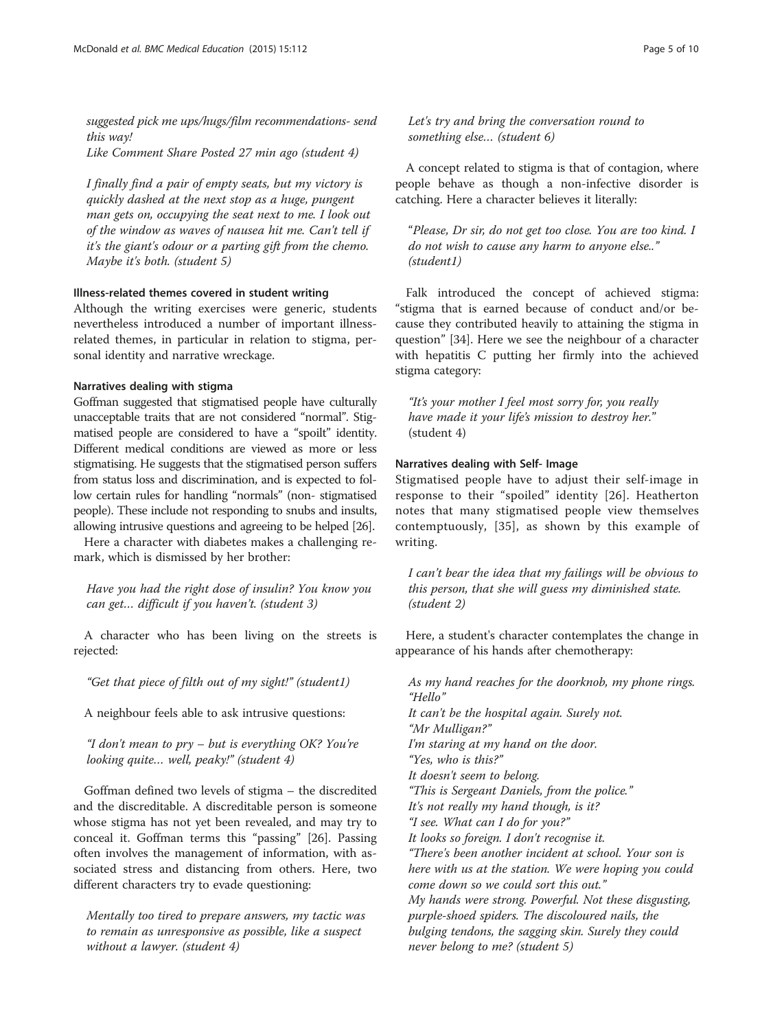*suggested pick me ups/hugs/film recommendations- send this way!*
*Like Comment Share Posted 27 min ago (student 4)*

*I finally find a pair of empty seats, but my victory is quickly dashed at the next stop as a huge, pungent man gets on, occupying the seat next to me. I look out of the window as waves of nausea hit me. Can't tell if it's the giant's odour or a parting gift from the chemo. Maybe it's both. (student 5)*

### Illness-related themes covered in student writing

Although the writing exercises were generic, students nevertheless introduced a number of important illness-related themes, in particular in relation to stigma, personal identity and narrative wreckage.

### Narratives dealing with stigma

Goffman suggested that stigmatised people have culturally unacceptable traits that are not considered "normal". Stigmatised people are considered to have a "spoilt" identity. Different medical conditions are viewed as more or less stigmatising. He suggests that the stigmatised person suffers from status loss and discrimination, and is expected to follow certain rules for handling "normals" (non- stigmatised people). These include not responding to snubs and insults, allowing intrusive questions and agreeing to be helped [26].

Here a character with diabetes makes a challenging remark, which is dismissed by her brother:

*Have you had the right dose of insulin? You know you can get… difficult if you haven't. (student 3)*

A character who has been living on the streets is rejected:

*"Get that piece of filth out of my sight!" (student1)*

A neighbour feels able to ask intrusive questions:

*"I don't mean to pry – but is everything OK? You're looking quite… well, peaky!" (student 4)*

Goffman defined two levels of stigma – the discredited and the discreditable. A discreditable person is someone whose stigma has not yet been revealed, and may try to conceal it. Goffman terms this "passing" [26]. Passing often involves the management of information, with associated stress and distancing from others. Here, two different characters try to evade questioning:

*Mentally too tired to prepare answers, my tactic was to remain as unresponsive as possible, like a suspect without a lawyer. (student 4)*

*Let's try and bring the conversation round to something else… (student 6)*

A concept related to stigma is that of contagion, where people behave as though a non-infective disorder is catching. Here a character believes it literally:

*"Please, Dr sir, do not get too close. You are too kind. I do not wish to cause any harm to anyone else.." (student1)*

Falk introduced the concept of achieved stigma: "stigma that is earned because of conduct and/or because they contributed heavily to attaining the stigma in question" [34]. Here we see the neighbour of a character with hepatitis C putting her firmly into the achieved stigma category:

*"It's your mother I feel most sorry for, you really have made it your life's mission to destroy her."* (student 4)

### Narratives dealing with Self- Image

Stigmatised people have to adjust their self-image in response to their "spoiled" identity [26]. Heatherton notes that many stigmatised people view themselves contemptuously, [35], as shown by this example of writing.

*I can't bear the idea that my failings will be obvious to this person, that she will guess my diminished state. (student 2)*

Here, a student's character contemplates the change in appearance of his hands after chemotherapy:

*As my hand reaches for the doorknob, my phone rings.*
*"Hello"*
*It can't be the hospital again. Surely not.*
*"Mr Mulligan?"*
*I'm staring at my hand on the door.*
*"Yes, who is this?"*
*It doesn't seem to belong.*
*"This is Sergeant Daniels, from the police."*
*It's not really my hand though, is it?*
*"I see. What can I do for you?"*
*It looks so foreign. I don't recognise it.*
*"There's been another incident at school. Your son is here with us at the station. We were hoping you could come down so we could sort this out."*
*My hands were strong. Powerful. Not these disgusting, purple-shoed spiders. The discoloured nails, the bulging tendons, the sagging skin. Surely they could never belong to me? (student 5)*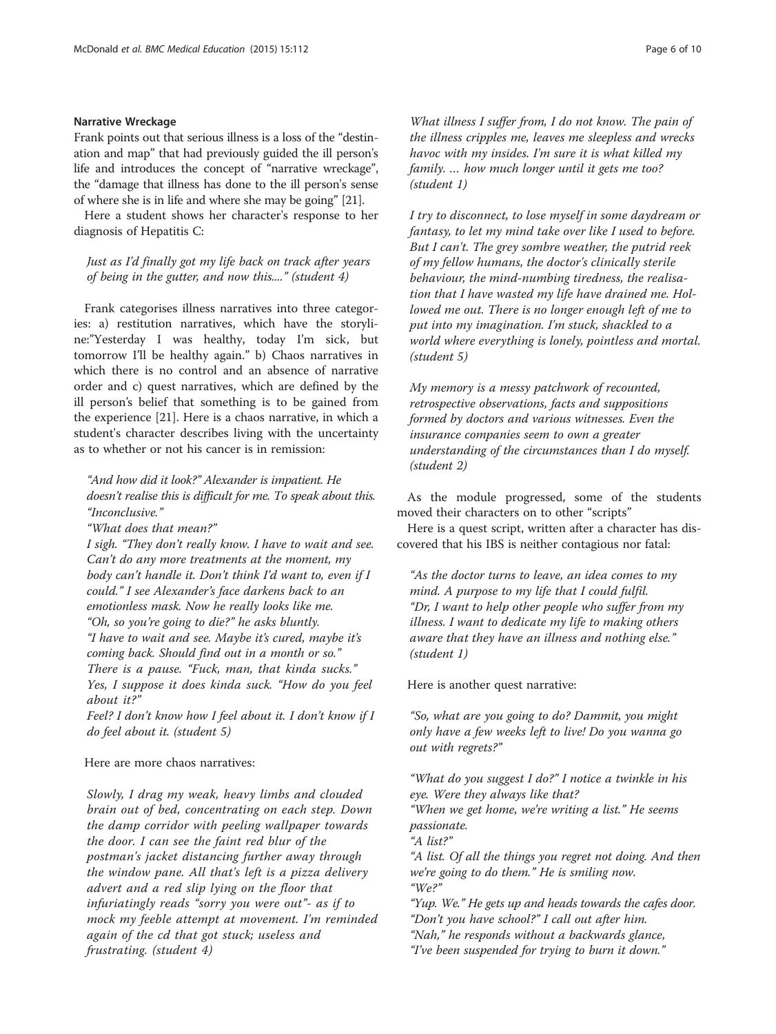#### Narrative Wreckage

Frank points out that serious illness is a loss of the "destination and map" that had previously guided the ill person's life and introduces the concept of "narrative wreckage", the "damage that illness has done to the ill person's sense of where she is in life and where she may be going" [21].

Here a student shows her character's response to her diagnosis of Hepatitis C:

> *Just as I'd finally got my life back on track after years of being in the gutter, and now this...." (student 4)*

Frank categorises illness narratives into three categories: a) restitution narratives, which have the storyline:"Yesterday I was healthy, today I'm sick, but tomorrow I'll be healthy again." b) Chaos narratives in which there is no control and an absence of narrative order and c) quest narratives, which are defined by the ill person's belief that something is to be gained from the experience [21]. Here is a chaos narrative, in which a student's character describes living with the uncertainty as to whether or not his cancer is in remission:

> *"And how did it look?" Alexander is impatient. He doesn't realise this is difficult for me. To speak about this. "Inconclusive."*
> *"What does that mean?"*
> *I sigh. "They don't really know. I have to wait and see. Can't do any more treatments at the moment, my body can't handle it. Don't think I'd want to, even if I could." I see Alexander's face darkens back to an emotionless mask. Now he really looks like me.*
> *"Oh, so you're going to die?" he asks bluntly.*
> *"I have to wait and see. Maybe it's cured, maybe it's coming back. Should find out in a month or so."*
> *There is a pause. "Fuck, man, that kinda sucks."*
> *Yes, I suppose it does kinda suck. "How do you feel about it?"*
> *Feel? I don't know how I feel about it. I don't know if I do feel about it. (student 5)*

Here are more chaos narratives:

> *Slowly, I drag my weak, heavy limbs and clouded brain out of bed, concentrating on each step. Down the damp corridor with peeling wallpaper towards the door. I can see the faint red blur of the postman's jacket distancing further away through the window pane. All that's left is a pizza delivery advert and a red slip lying on the floor that infuriatingly reads "sorry you were out"- as if to mock my feeble attempt at movement. I'm reminded again of the cd that got stuck; useless and frustrating. (student 4)*

> *What illness I suffer from, I do not know. The pain of the illness cripples me, leaves me sleepless and wrecks havoc with my insides. I'm sure it is what killed my family. ... how much longer until it gets me too? (student 1)*

> *I try to disconnect, to lose myself in some daydream or fantasy, to let my mind take over like I used to before. But I can't. The grey sombre weather, the putrid reek of my fellow humans, the doctor's clinically sterile behaviour, the mind-numbing tiredness, the realisation that I have wasted my life have drained me. Hollowed me out. There is no longer enough left of me to put into my imagination. I'm stuck, shackled to a world where everything is lonely, pointless and mortal. (student 5)*

> *My memory is a messy patchwork of recounted, retrospective observations, facts and suppositions formed by doctors and various witnesses. Even the insurance companies seem to own a greater understanding of the circumstances than I do myself. (student 2)*

As the module progressed, some of the students moved their characters on to other "scripts"

Here is a quest script, written after a character has discovered that his IBS is neither contagious nor fatal:

> *"As the doctor turns to leave, an idea comes to my mind. A purpose to my life that I could fulfil.*
> *"Dr, I want to help other people who suffer from my illness. I want to dedicate my life to making others aware that they have an illness and nothing else." (student 1)*

Here is another quest narrative:

> *"So, what are you going to do? Dammit, you might only have a few weeks left to live! Do you wanna go out with regrets?"*
>
> *"What do you suggest I do?" I notice a twinkle in his eye. Were they always like that?*
> *"When we get home, we're writing a list." He seems passionate.*
> *"A list?"*
> *"A list. Of all the things you regret not doing. And then we're going to do them." He is smiling now.*
> *"We?"*
> *"Yup. We." He gets up and heads towards the cafes door.*
> *"Don't you have school?" I call out after him.*
> *"Nah," he responds without a backwards glance,*
> *"I've been suspended for trying to burn it down."*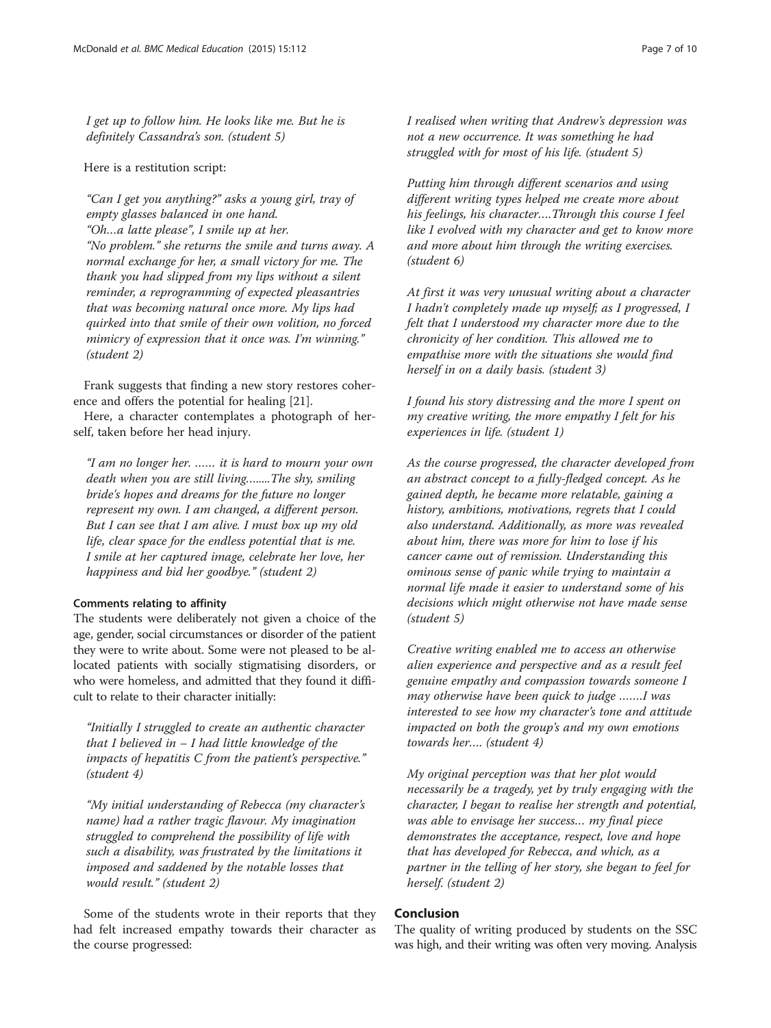*I get up to follow him. He looks like me. But he is definitely Cassandra's son. (student 5)*

Here is a restitution script:

*"Can I get you anything?" asks a young girl, tray of empty glasses balanced in one hand.*
*"Oh…a latte please", I smile up at her.*
*"No problem." she returns the smile and turns away. A normal exchange for her, a small victory for me. The thank you had slipped from my lips without a silent reminder, a reprogramming of expected pleasantries that was becoming natural once more. My lips had quirked into that smile of their own volition, no forced mimicry of expression that it once was. I'm winning." (student 2)*

Frank suggests that finding a new story restores coherence and offers the potential for healing [21].

Here, a character contemplates a photograph of herself, taken before her head injury.

*"I am no longer her. …… it is hard to mourn your own death when you are still living……..The shy, smiling bride's hopes and dreams for the future no longer represent my own. I am changed, a different person. But I can see that I am alive. I must box up my old life, clear space for the endless potential that is me. I smile at her captured image, celebrate her love, her happiness and bid her goodbye." (student 2)*

#### Comments relating to affinity

The students were deliberately not given a choice of the age, gender, social circumstances or disorder of the patient they were to write about. Some were not pleased to be allocated patients with socially stigmatising disorders, or who were homeless, and admitted that they found it difficult to relate to their character initially:

*"Initially I struggled to create an authentic character that I believed in – I had little knowledge of the impacts of hepatitis C from the patient's perspective." (student 4)*

*"My initial understanding of Rebecca (my character's name) had a rather tragic flavour. My imagination struggled to comprehend the possibility of life with such a disability, was frustrated by the limitations it imposed and saddened by the notable losses that would result." (student 2)*

Some of the students wrote in their reports that they had felt increased empathy towards their character as the course progressed:

*I realised when writing that Andrew's depression was not a new occurrence. It was something he had struggled with for most of his life. (student 5)*

*Putting him through different scenarios and using different writing types helped me create more about his feelings, his character….Through this course I feel like I evolved with my character and get to know more and more about him through the writing exercises. (student 6)*

*At first it was very unusual writing about a character I hadn't completely made up myself; as I progressed, I felt that I understood my character more due to the chronicity of her condition. This allowed me to empathise more with the situations she would find herself in on a daily basis. (student 3)*

*I found his story distressing and the more I spent on my creative writing, the more empathy I felt for his experiences in life. (student 1)*

*As the course progressed, the character developed from an abstract concept to a fully-fledged concept. As he gained depth, he became more relatable, gaining a history, ambitions, motivations, regrets that I could also understand. Additionally, as more was revealed about him, there was more for him to lose if his cancer came out of remission. Understanding this ominous sense of panic while trying to maintain a normal life made it easier to understand some of his decisions which might otherwise not have made sense (student 5)*

*Creative writing enabled me to access an otherwise alien experience and perspective and as a result feel genuine empathy and compassion towards someone I may otherwise have been quick to judge …….I was interested to see how my character's tone and attitude impacted on both the group's and my own emotions towards her…. (student 4)*

*My original perception was that her plot would necessarily be a tragedy, yet by truly engaging with the character, I began to realise her strength and potential, was able to envisage her success… my final piece demonstrates the acceptance, respect, love and hope that has developed for Rebecca, and which, as a partner in the telling of her story, she began to feel for herself. (student 2)*

## Conclusion

The quality of writing produced by students on the SSC was high, and their writing was often very moving. Analysis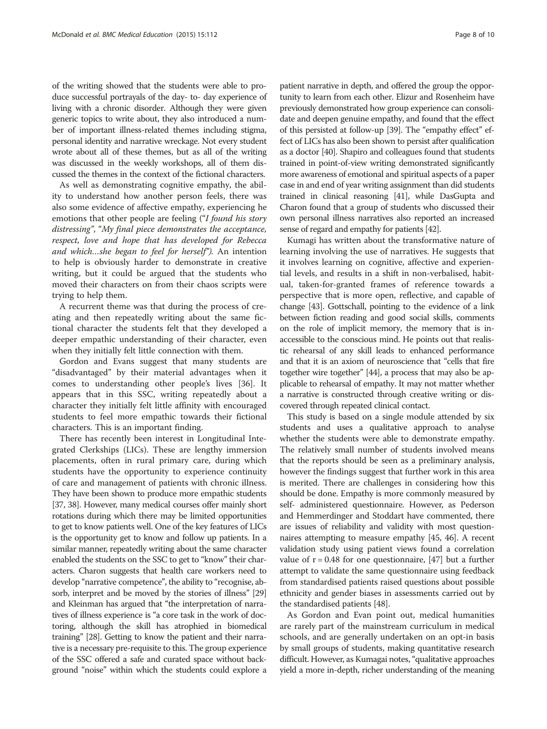of the writing showed that the students were able to produce successful portrayals of the day- to- day experience of living with a chronic disorder. Although they were given generic topics to write about, they also introduced a number of important illness-related themes including stigma, personal identity and narrative wreckage. Not every student wrote about all of these themes, but as all of the writing was discussed in the weekly workshops, all of them discussed the themes in the context of the fictional characters.

As well as demonstrating cognitive empathy, the ability to understand how another person feels, there was also some evidence of affective empathy, experiencing he emotions that other people are feeling (*"I found his story distressing"*, *"My final piece demonstrates the acceptance, respect, love and hope that has developed for Rebecca and which…she began to feel for herself")*. An intention to help is obviously harder to demonstrate in creative writing, but it could be argued that the students who moved their characters on from their chaos scripts were trying to help them.

A recurrent theme was that during the process of creating and then repeatedly writing about the same fictional character the students felt that they developed a deeper empathic understanding of their character, even when they initially felt little connection with them.

Gordon and Evans suggest that many students are "disadvantaged" by their material advantages when it comes to understanding other people's lives [36]. It appears that in this SSC, writing repeatedly about a character they initially felt little affinity with encouraged students to feel more empathic towards their fictional characters. This is an important finding.

There has recently been interest in Longitudinal Integrated Clerkships (LICs). These are lengthy immersion placements, often in rural primary care, during which students have the opportunity to experience continuity of care and management of patients with chronic illness. They have been shown to produce more empathic students [37, 38]. However, many medical courses offer mainly short rotations during which there may be limited opportunities to get to know patients well. One of the key features of LICs is the opportunity get to know and follow up patients. In a similar manner, repeatedly writing about the same character enabled the students on the SSC to get to "know" their characters. Charon suggests that health care workers need to develop "narrative competence", the ability to "recognise, absorb, interpret and be moved by the stories of illness" [29] and Kleinman has argued that "the interpretation of narratives of illness experience is "a core task in the work of doctoring, although the skill has atrophied in biomedical training" [28]. Getting to know the patient and their narrative is a necessary pre-requisite to this. The group experience of the SSC offered a safe and curated space without background "noise" within which the students could explore a patient narrative in depth, and offered the group the opportunity to learn from each other. Elizur and Rosenheim have previously demonstrated how group experience can consolidate and deepen genuine empathy, and found that the effect of this persisted at follow-up [39]. The "empathy effect" effect of LICs has also been shown to persist after qualification as a doctor [40]. Shapiro and colleagues found that students trained in point-of-view writing demonstrated significantly more awareness of emotional and spiritual aspects of a paper case in and end of year writing assignment than did students trained in clinical reasoning [41], while DasGupta and Charon found that a group of students who discussed their own personal illness narratives also reported an increased sense of regard and empathy for patients [42].

Kumagi has written about the transformative nature of learning involving the use of narratives. He suggests that it involves learning on cognitive, affective and experiential levels, and results in a shift in non-verbalised, habitual, taken-for-granted frames of reference towards a perspective that is more open, reflective, and capable of change [43]. Gottschall, pointing to the evidence of a link between fiction reading and good social skills, comments on the role of implicit memory, the memory that is inaccessible to the conscious mind. He points out that realistic rehearsal of any skill leads to enhanced performance and that it is an axiom of neuroscience that "cells that fire together wire together" [44], a process that may also be applicable to rehearsal of empathy. It may not matter whether a narrative is constructed through creative writing or discovered through repeated clinical contact.

This study is based on a single module attended by six students and uses a qualitative approach to analyse whether the students were able to demonstrate empathy. The relatively small number of students involved means that the reports should be seen as a preliminary analysis, however the findings suggest that further work in this area is merited. There are challenges in considering how this should be done. Empathy is more commonly measured by self- administered questionnaire. However, as Pederson and Hemmerdinger and Stoddart have commented, there are issues of reliability and validity with most questionnaires attempting to measure empathy [45, 46]. A recent validation study using patient views found a correlation value of $r = 0.48$ for one questionnaire, [47] but a further attempt to validate the same questionnaire using feedback from standardised patients raised questions about possible ethnicity and gender biases in assessments carried out by the standardised patients [48].

As Gordon and Evan point out, medical humanities are rarely part of the mainstream curriculum in medical schools, and are generally undertaken on an opt-in basis by small groups of students, making quantitative research difficult. However, as Kumagai notes, "qualitative approaches yield a more in-depth, richer understanding of the meaning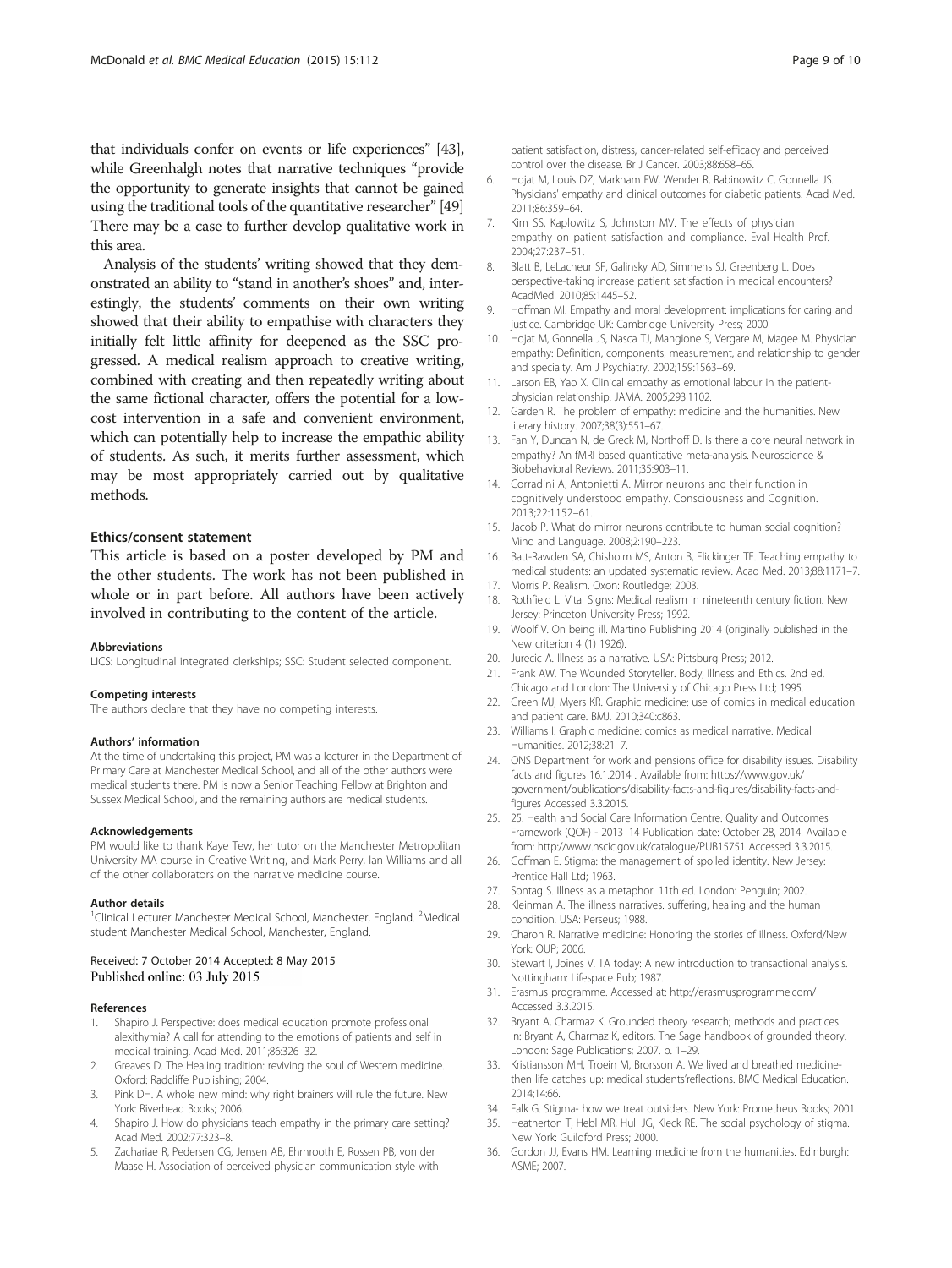that individuals confer on events or life experiences" [43], while Greenhalgh notes that narrative techniques "provide the opportunity to generate insights that cannot be gained using the traditional tools of the quantitative researcher" [49] There may be a case to further develop qualitative work in this area.

Analysis of the students' writing showed that they demonstrated an ability to "stand in another's shoes" and, interestingly, the students' comments on their own writing showed that their ability to empathise with characters they initially felt little affinity for deepened as the SSC progressed. A medical realism approach to creative writing, combined with creating and then repeatedly writing about the same fictional character, offers the potential for a low-cost intervention in a safe and convenient environment, which can potentially help to increase the empathic ability of students. As such, it merits further assessment, which may be most appropriately carried out by qualitative methods.

## Ethics/consent statement

This article is based on a poster developed by PM and the other students. The work has not been published in whole or in part before. All authors have been actively involved in contributing to the content of the article.

#### Abbreviations

LICS: Longitudinal integrated clerkships; SSC: Student selected component.

#### Competing interests

The authors declare that they have no competing interests.

#### Authors' information

At the time of undertaking this project, PM was a lecturer in the Department of Primary Care at Manchester Medical School, and all of the other authors were medical students there. PM is now a Senior Teaching Fellow at Brighton and Sussex Medical School, and the remaining authors are medical students.

#### Acknowledgements

PM would like to thank Kaye Tew, her tutor on the Manchester Metropolitan University MA course in Creative Writing, and Mark Perry, Ian Williams and all of the other collaborators on the narrative medicine course.

#### Author details

[1]Clinical Lecturer Manchester Medical School, Manchester, England. [2]Medical student Manchester Medical School, Manchester, England.

Received: 7 October 2014 Accepted: 8 May 2015
Published online: 03 July 2015

#### References

1. Shapiro J. Perspective: does medical education promote professional alexithymia? A call for attending to the emotions of patients and self in medical training. Acad Med. 2011;86:326–32.
2. Greaves D. The Healing tradition: reviving the soul of Western medicine. Oxford: Radcliffe Publishing; 2004.
3. Pink DH. A whole new mind: why right brainers will rule the future. New York: Riverhead Books; 2006.
4. Shapiro J. How do physicians teach empathy in the primary care setting? Acad Med. 2002;77:323–8.
5. Zachariae R, Pedersen CG, Jensen AB, Ehrnrooth E, Rossen PB, von der Maase H. Association of perceived physician communication style with patient satisfaction, distress, cancer-related self-efficacy and perceived control over the disease. Br J Cancer. 2003;88:658–65.
6. Hojat M, Louis DZ, Markham FW, Wender R, Rabinowitz C, Gonnella JS. Physicians' empathy and clinical outcomes for diabetic patients. Acad Med. 2011;86:359–64.
7. Kim SS, Kaplowitz S, Johnston MV. The effects of physician empathy on patient satisfaction and compliance. Eval Health Prof. 2004;27:237–51.
8. Blatt B, LeLacheur SF, Galinsky AD, Simmens SJ, Greenberg L. Does perspective-taking increase patient satisfaction in medical encounters? AcadMed. 2010;85:1445–52.
9. Hoffman MI. Empathy and moral development: implications for caring and justice. Cambridge UK: Cambridge University Press; 2000.
10. Hojat M, Gonnella JS, Nasca TJ, Mangione S, Vergare M, Magee M. Physician empathy: Definition, components, measurement, and relationship to gender and specialty. Am J Psychiatry. 2002;159:1563–69.
11. Larson EB, Yao X. Clinical empathy as emotional labour in the patient-physician relationship. JAMA. 2005;293:1102.
12. Garden R. The problem of empathy: medicine and the humanities. New literary history. 2007;38(3):551–67.
13. Fan Y, Duncan N, de Greck M, Northoff D. Is there a core neural network in empathy? An fMRI based quantitative meta-analysis. Neuroscience & Biobehavioral Reviews. 2011;35:903–11.
14. Corradini A, Antonietti A. Mirror neurons and their function in cognitively understood empathy. Consciousness and Cognition. 2013;22:1152–61.
15. Jacob P. What do mirror neurons contribute to human social cognition? Mind and Language. 2008;2:190–223.
16. Batt-Rawden SA, Chisholm MS, Anton B, Flickinger TE. Teaching empathy to medical students: an updated systematic review. Acad Med. 2013;88:1171–7.
17. Morris P. Realism. Oxon: Routledge; 2003.
18. Rothfield L. Vital Signs: Medical realism in nineteenth century fiction. New Jersey: Princeton University Press; 1992.
19. Woolf V. On being ill. Martino Publishing 2014 (originally published in the New criterion 4 (1) 1926).
20. Jurecic A. Illness as a narrative. USA: Pittsburg Press; 2012.
21. Frank AW. The Wounded Storyteller. Body, Illness and Ethics. 2nd ed. Chicago and London: The University of Chicago Press Ltd; 1995.
22. Green MJ, Myers KR. Graphic medicine: use of comics in medical education and patient care. BMJ. 2010;340:c863.
23. Williams I. Graphic medicine: comics as medical narrative. Medical Humanities. 2012;38:21–7.
24. ONS Department for work and pensions office for disability issues. Disability facts and figures 16.1.2014 . Available from: https://www.gov.uk/government/publications/disability-facts-and-figures/disability-facts-and-figures Accessed 3.3.2015.
25. 25. Health and Social Care Information Centre. Quality and Outcomes Framework (QOF) - 2013–14 Publication date: October 28, 2014. Available from: http://www.hscic.gov.uk/catalogue/PUB15751 Accessed 3.3.2015.
26. Goffman E. Stigma: the management of spoiled identity. New Jersey: Prentice Hall Ltd; 1963.
27. Sontag S. Illness as a metaphor. 11th ed. London: Penguin; 2002.
28. Kleinman A. The illness narratives. suffering, healing and the human condition. USA: Perseus; 1988.
29. Charon R. Narrative medicine: Honoring the stories of illness. Oxford/New York: OUP; 2006.
30. Stewart I, Joines V. TA today: A new introduction to transactional analysis. Nottingham: Lifespace Pub; 1987.
31. Erasmus programme. Accessed at: http://erasmusprogramme.com/ Accessed 3.3.2015.
32. Bryant A, Charmaz K. Grounded theory research; methods and practices. In: Bryant A, Charmaz K, editors. The Sage handbook of grounded theory. London: Sage Publications; 2007. p. 1–29.
33. Kristiansson MH, Troein M, Brorsson A. We lived and breathed medicine-then life catches up: medical students'reflections. BMC Medical Education. 2014;14:66.
34. Falk G. Stigma- how we treat outsiders. New York: Prometheus Books; 2001.
35. Heatherton T, Hebl MR, Hull JG, Kleck RE. The social psychology of stigma. New York: Guildford Press; 2000.
36. Gordon JJ, Evans HM. Learning medicine from the humanities. Edinburgh: ASME; 2007.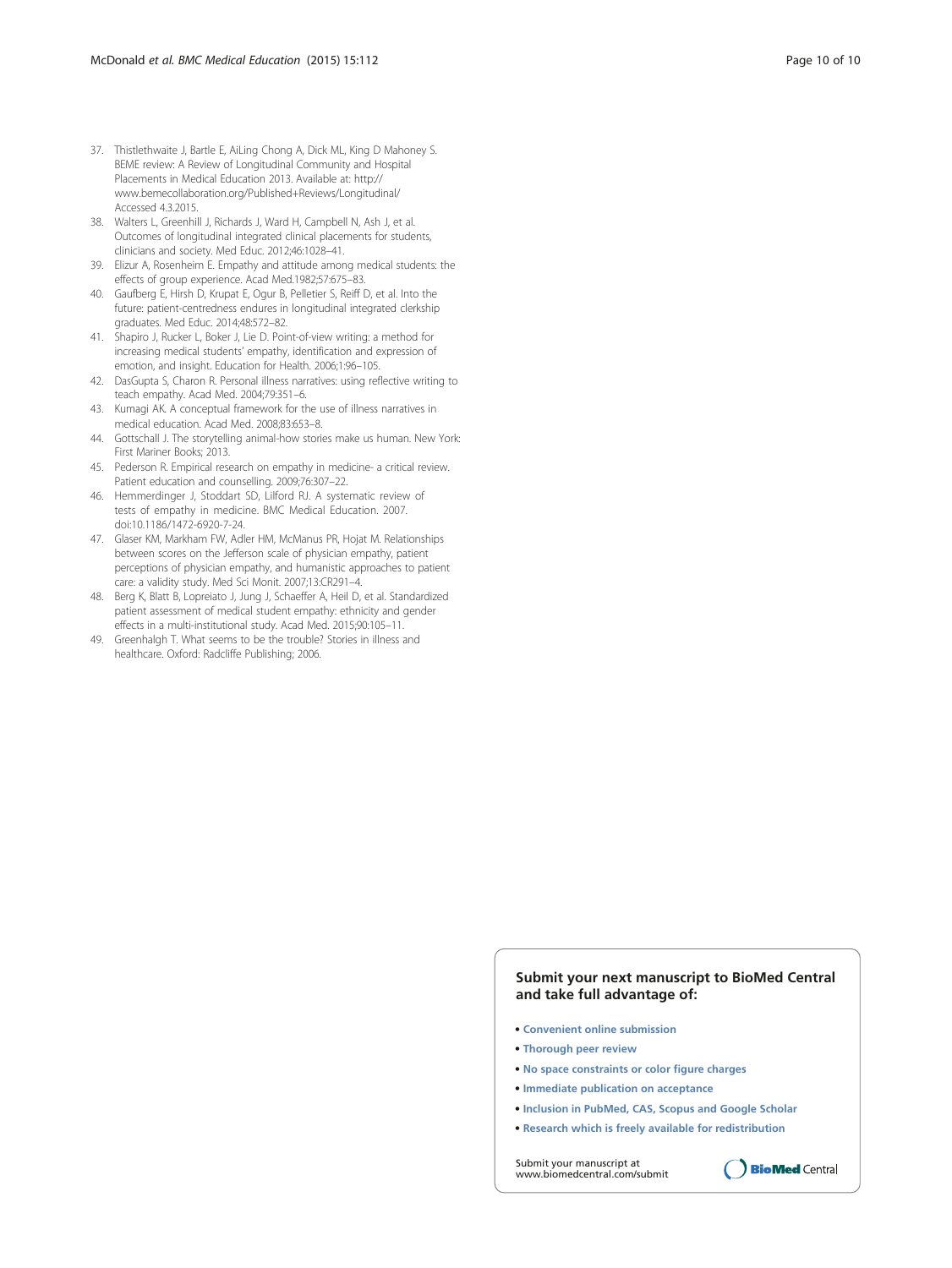37. Thistlethwaite J, Bartle E, AiLing Chong A, Dick ML, King D Mahoney S. BEME review: A Review of Longitudinal Community and Hospital Placements in Medical Education 2013. Available at: http://www.bemecollaboration.org/Published+Reviews/Longitudinal/ Accessed 4.3.2015.
38. Walters L, Greenhill J, Richards J, Ward H, Campbell N, Ash J, et al. Outcomes of longitudinal integrated clinical placements for students, clinicians and society. Med Educ. 2012;46:1028–41.
39. Elizur A, Rosenheim E. Empathy and attitude among medical students: the effects of group experience. Acad Med.1982;57:675–83.
40. Gaufberg E, Hirsh D, Krupat E, Ogur B, Pelletier S, Reiff D, et al. Into the future: patient-centredness endures in longitudinal integrated clerkship graduates. Med Educ. 2014;48:572–82.
41. Shapiro J, Rucker L, Boker J, Lie D. Point-of-view writing: a method for increasing medical students' empathy, identification and expression of emotion, and insight. Education for Health. 2006;1:96–105.
42. DasGupta S, Charon R. Personal illness narratives: using reflective writing to teach empathy. Acad Med. 2004;79:351–6.
43. Kumagi AK. A conceptual framework for the use of illness narratives in medical education. Acad Med. 2008;83:653–8.
44. Gottschall J. The storytelling animal-how stories make us human. New York: First Mariner Books; 2013.
45. Pederson R. Empirical research on empathy in medicine- a critical review. Patient education and counselling. 2009;76:307–22.
46. Hemmerdinger J, Stoddart SD, Lilford RJ. A systematic review of tests of empathy in medicine. BMC Medical Education. 2007. doi:10.1186/1472-6920-7-24.
47. Glaser KM, Markham FW, Adler HM, McManus PR, Hojat M. Relationships between scores on the Jefferson scale of physician empathy, patient perceptions of physician empathy, and humanistic approaches to patient care: a validity study. Med Sci Monit. 2007;13:CR291–4.
48. Berg K, Blatt B, Lopreiato J, Jung J, Schaeffer A, Heil D, et al. Standardized patient assessment of medical student empathy: ethnicity and gender effects in a multi-institutional study. Acad Med. 2015;90:105–11.
49. Greenhalgh T. What seems to be the trouble? Stories in illness and healthcare. Oxford: Radcliffe Publishing; 2006.

**Submit your next manuscript to BioMed Central and take full advantage of:**

- **Convenient online submission**
- **Thorough peer review**
- **No space constraints or color figure charges**
- **Immediate publication on acceptance**
- **Inclusion in PubMed, CAS, Scopus and Google Scholar**
- **Research which is freely available for redistribution**

Submit your manuscript at www.biomedcentral.com/submit

BioMed Central